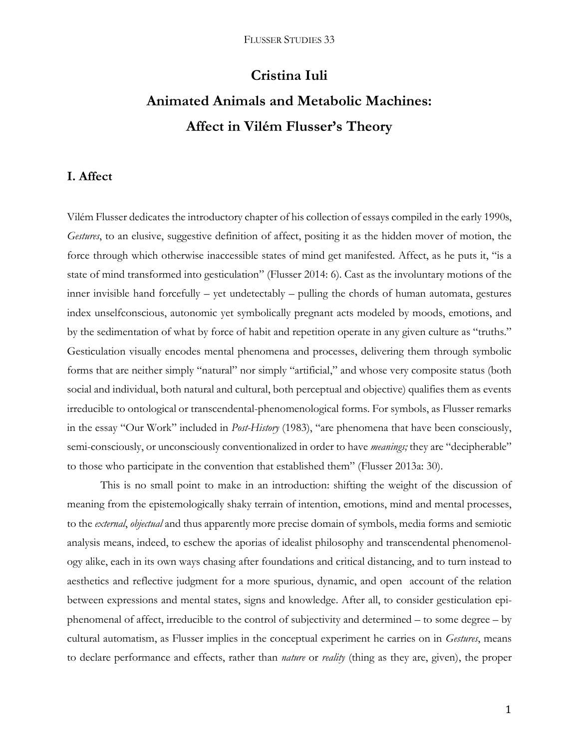# Cristina Iuli

# Animated Animals and Metabolic Machines: Affect in Vilém Flusser's Theory

## I. Affect

Vilém Flusser dedicates the introductory chapter of his collection of essays compiled in the early 1990s, *Gestures*, to an elusive, suggestive definition of affect, positing it as the hidden mover of motion, the force through which otherwise inaccessible states of mind get manifested. Affect, as he puts it, "is a state of mind transformed into gesticulation" (Flusser 2014: 6). Cast as the involuntary motions of the inner invisible hand forcefully – yet undetectably – pulling the chords of human automata, gestures index unselfconscious, autonomic yet symbolically pregnant acts modeled by moods, emotions, and by the sedimentation of what by force of habit and repetition operate in any given culture as "truths." Gesticulation visually encodes mental phenomena and processes, delivering them through symbolic forms that are neither simply "natural" nor simply "artificial," and whose very composite status (both social and individual, both natural and cultural, both perceptual and objective) qualifies them as events irreducible to ontological or transcendental-phenomenological forms. For symbols, as Flusser remarks in the essay "Our Work" included in *Post-History* (1983), "are phenomena that have been consciously, semi-consciously, or unconsciously conventionalized in order to have *meanings;* they are "decipherable" to those who participate in the convention that established them" (Flusser 2013a: 30).

This is no small point to make in an introduction: shifting the weight of the discussion of meaning from the epistemologically shaky terrain of intention, emotions, mind and mental processes, to the *external*, *objectual* and thus apparently more precise domain of symbols, media forms and semiotic analysis means, indeed, to eschew the aporias of idealist philosophy and transcendental phenomenology alike, each in its own ways chasing after foundations and critical distancing, and to turn instead to aesthetics and reflective judgment for a more spurious, dynamic, and open account of the relation between expressions and mental states, signs and knowledge. After all, to consider gesticulation epiphenomenal of affect, irreducible to the control of subjectivity and determined – to some degree – by cultural automatism, as Flusser implies in the conceptual experiment he carries on in *Gestures*, means to declare performance and effects, rather than *nature* or *reality* (thing as they are, given), the proper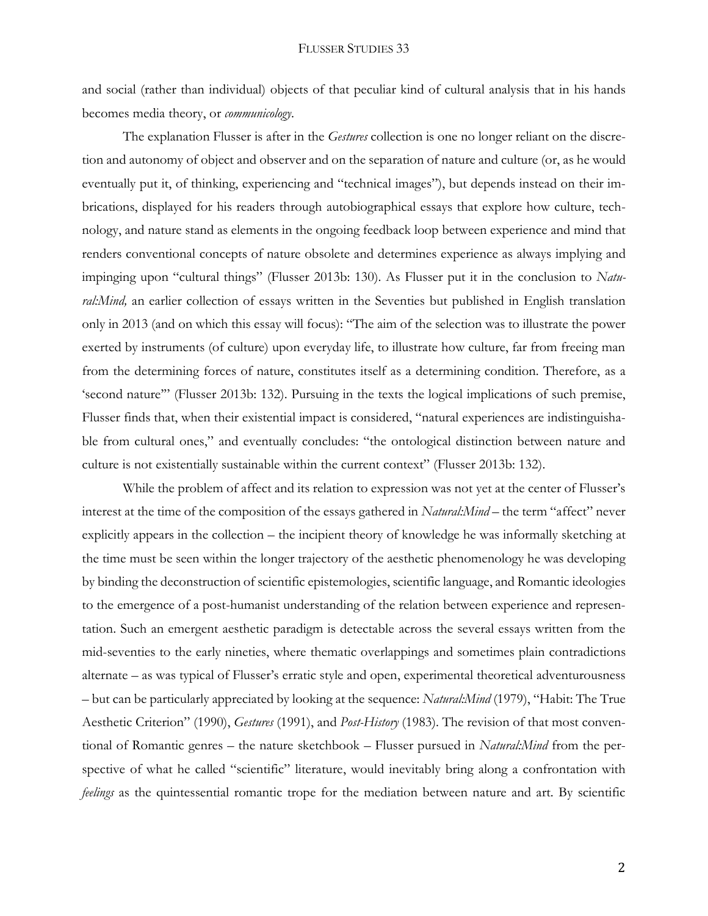and social (rather than individual) objects of that peculiar kind of cultural analysis that in his hands becomes media theory, or *communicology*.

The explanation Flusser is after in the *Gestures* collection is one no longer reliant on the discretion and autonomy of object and observer and on the separation of nature and culture (or, as he would eventually put it, of thinking, experiencing and "technical images"), but depends instead on their imbrications, displayed for his readers through autobiographical essays that explore how culture, technology, and nature stand as elements in the ongoing feedback loop between experience and mind that renders conventional concepts of nature obsolete and determines experience as always implying and impinging upon "cultural things" (Flusser 2013b: 130). As Flusser put it in the conclusion to *Natural:Mind,* an earlier collection of essays written in the Seventies but published in English translation only in 2013 (and on which this essay will focus): "The aim of the selection was to illustrate the power exerted by instruments (of culture) upon everyday life, to illustrate how culture, far from freeing man from the determining forces of nature, constitutes itself as a determining condition. Therefore, as a 'second nature'" (Flusser 2013b: 132). Pursuing in the texts the logical implications of such premise, Flusser finds that, when their existential impact is considered, "natural experiences are indistinguishable from cultural ones," and eventually concludes: "the ontological distinction between nature and culture is not existentially sustainable within the current context" (Flusser 2013b: 132).

While the problem of affect and its relation to expression was not yet at the center of Flusser's interest at the time of the composition of the essays gathered in *Natural:Mind* – the term "affect" never explicitly appears in the collection – the incipient theory of knowledge he was informally sketching at the time must be seen within the longer trajectory of the aesthetic phenomenology he was developing by binding the deconstruction of scientific epistemologies, scientific language, and Romantic ideologies to the emergence of a post-humanist understanding of the relation between experience and representation. Such an emergent aesthetic paradigm is detectable across the several essays written from the mid-seventies to the early nineties, where thematic overlappings and sometimes plain contradictions alternate – as was typical of Flusser's erratic style and open, experimental theoretical adventurousness – but can be particularly appreciated by looking at the sequence: *Natural:Mind* (1979), "Habit: The True Aesthetic Criterion" (1990), *Gestures* (1991), and *Post-History* (1983). The revision of that most conventional of Romantic genres – the nature sketchbook – Flusser pursued in *Natural:Mind* from the perspective of what he called "scientific" literature, would inevitably bring along a confrontation with *feelings* as the quintessential romantic trope for the mediation between nature and art. By scientific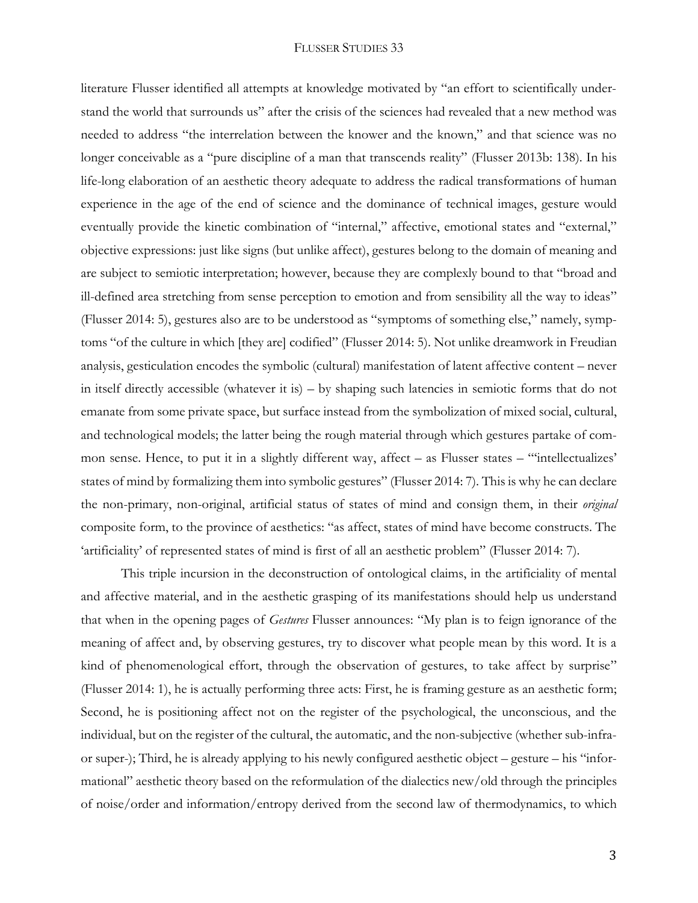literature Flusser identified all attempts at knowledge motivated by "an effort to scientifically understand the world that surrounds us" after the crisis of the sciences had revealed that a new method was needed to address "the interrelation between the knower and the known," and that science was no longer conceivable as a "pure discipline of a man that transcends reality" (Flusser 2013b: 138). In his life-long elaboration of an aesthetic theory adequate to address the radical transformations of human experience in the age of the end of science and the dominance of technical images, gesture would eventually provide the kinetic combination of "internal," affective, emotional states and "external," objective expressions: just like signs (but unlike affect), gestures belong to the domain of meaning and are subject to semiotic interpretation; however, because they are complexly bound to that "broad and ill-defined area stretching from sense perception to emotion and from sensibility all the way to ideas" (Flusser 2014: 5), gestures also are to be understood as "symptoms of something else," namely, symptoms "of the culture in which [they are] codified" (Flusser 2014: 5). Not unlike dreamwork in Freudian analysis, gesticulation encodes the symbolic (cultural) manifestation of latent affective content – never in itself directly accessible (whatever it is) – by shaping such latencies in semiotic forms that do not emanate from some private space, but surface instead from the symbolization of mixed social, cultural, and technological models; the latter being the rough material through which gestures partake of common sense. Hence, to put it in a slightly different way, affect – as Flusser states – "'intellectualizes' states of mind by formalizing them into symbolic gestures" (Flusser 2014: 7). This is why he can declare the non-primary, non-original, artificial status of states of mind and consign them, in their *original* composite form, to the province of aesthetics: "as affect, states of mind have become constructs. The 'artificiality' of represented states of mind is first of all an aesthetic problem" (Flusser 2014: 7).

This triple incursion in the deconstruction of ontological claims, in the artificiality of mental and affective material, and in the aesthetic grasping of its manifestations should help us understand that when in the opening pages of *Gestures* Flusser announces: "My plan is to feign ignorance of the meaning of affect and, by observing gestures, try to discover what people mean by this word. It is a kind of phenomenological effort, through the observation of gestures, to take affect by surprise" (Flusser 2014: 1), he is actually performing three acts: First, he is framing gesture as an aesthetic form; Second, he is positioning affect not on the register of the psychological, the unconscious, and the individual, but on the register of the cultural, the automatic, and the non-subjective (whether sub-infra- or super-); Third, he is already applying to his newly configured aesthetic object – gesture – his "informational" aesthetic theory based on the reformulation of the dialectics new/old through the principles of noise/order and information/entropy derived from the second law of thermodynamics, to which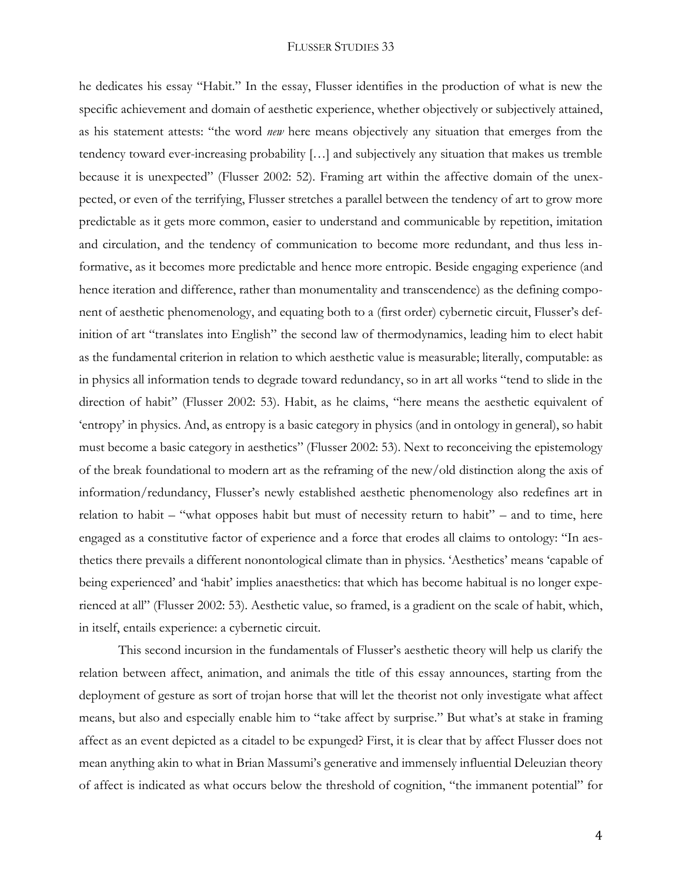he dedicates his essay "Habit." In the essay, Flusser identifies in the production of what is new the specific achievement and domain of aesthetic experience, whether objectively or subjectively attained, as his statement attests: "the word *new* here means objectively any situation that emerges from the tendency toward ever-increasing probability […] and subjectively any situation that makes us tremble because it is unexpected" (Flusser 2002: 52). Framing art within the affective domain of the unexpected, or even of the terrifying, Flusser stretches a parallel between the tendency of art to grow more predictable as it gets more common, easier to understand and communicable by repetition, imitation and circulation, and the tendency of communication to become more redundant, and thus less informative, as it becomes more predictable and hence more entropic. Beside engaging experience (and hence iteration and difference, rather than monumentality and transcendence) as the defining component of aesthetic phenomenology, and equating both to a (first order) cybernetic circuit, Flusser's definition of art "translates into English" the second law of thermodynamics, leading him to elect habit as the fundamental criterion in relation to which aesthetic value is measurable; literally, computable: as in physics all information tends to degrade toward redundancy, so in art all works "tend to slide in the direction of habit" (Flusser 2002: 53). Habit, as he claims, "here means the aesthetic equivalent of 'entropy' in physics. And, as entropy is a basic category in physics (and in ontology in general), so habit must become a basic category in aesthetics" (Flusser 2002: 53). Next to reconceiving the epistemology of the break foundational to modern art as the reframing of the new/old distinction along the axis of information/redundancy, Flusser's newly established aesthetic phenomenology also redefines art in relation to habit – "what opposes habit but must of necessity return to habit" – and to time, here engaged as a constitutive factor of experience and a force that erodes all claims to ontology: "In aesthetics there prevails a different nonontological climate than in physics. 'Aesthetics' means 'capable of being experienced' and 'habit' implies anaesthetics: that which has become habitual is no longer experienced at all" (Flusser 2002: 53). Aesthetic value, so framed, is a gradient on the scale of habit, which, in itself, entails experience: a cybernetic circuit.

This second incursion in the fundamentals of Flusser's aesthetic theory will help us clarify the relation between affect, animation, and animals the title of this essay announces, starting from the deployment of gesture as sort of trojan horse that will let the theorist not only investigate what affect means, but also and especially enable him to "take affect by surprise." But what's at stake in framing affect as an event depicted as a citadel to be expunged? First, it is clear that by affect Flusser does not mean anything akin to what in Brian Massumi's generative and immensely influential Deleuzian theory of affect is indicated as what occurs below the threshold of cognition, "the immanent potential" for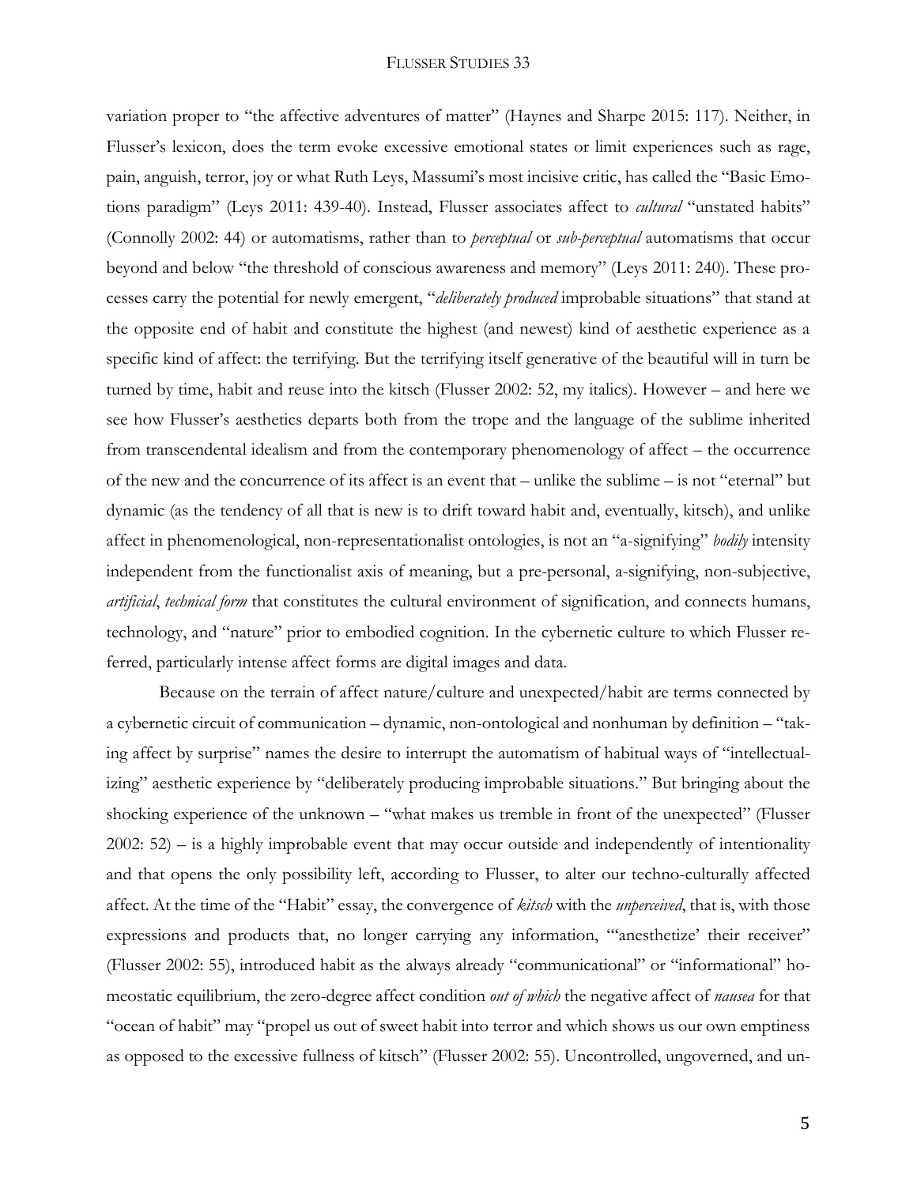variation proper to "the affective adventures of matter" (Haynes and Sharpe 2015: 117). Neither, in Flusser's lexicon, does the term evoke excessive emotional states or limit experiences such as rage, pain, anguish, terror, joy or what Ruth Leys, Massumi's most incisive critic, has called the "Basic Emotions paradigm" (Leys 2011: 439-40). Instead, Flusser associates affect to *cultural* "unstated habits" (Connolly 2002: 44) or automatisms, rather than to *perceptual* or *sub-perceptual* automatisms that occur beyond and below "the threshold of conscious awareness and memory" (Leys 2011: 240). These processes carry the potential for newly emergent, "*deliberately produced* improbable situations" that stand at the opposite end of habit and constitute the highest (and newest) kind of aesthetic experience as a specific kind of affect: the terrifying. But the terrifying itself generative of the beautiful will in turn be turned by time, habit and reuse into the kitsch (Flusser 2002: 52, my italics). However – and here we see how Flusser's aesthetics departs both from the trope and the language of the sublime inherited from transcendental idealism and from the contemporary phenomenology of affect – the occurrence of the new and the concurrence of its affect is an event that – unlike the sublime – is not "eternal" but dynamic (as the tendency of all that is new is to drift toward habit and, eventually, kitsch), and unlike affect in phenomenological, non-representationalist ontologies, is not an "a-signifying" *bodily* intensity independent from the functionalist axis of meaning, but a pre-personal, a-signifying, non-subjective, *artificial*, *technical form* that constitutes the cultural environment of signification, and connects humans, technology, and "nature" prior to embodied cognition. In the cybernetic culture to which Flusser referred, particularly intense affect forms are digital images and data.

Because on the terrain of affect nature/culture and unexpected/habit are terms connected by a cybernetic circuit of communication – dynamic, non-ontological and nonhuman by definition – "taking affect by surprise" names the desire to interrupt the automatism of habitual ways of "intellectualizing" aesthetic experience by "deliberately producing improbable situations." But bringing about the shocking experience of the unknown – "what makes us tremble in front of the unexpected" (Flusser 2002: 52) – is a highly improbable event that may occur outside and independently of intentionality and that opens the only possibility left, according to Flusser, to alter our techno-culturally affected affect. At the time of the "Habit" essay, the convergence of *kitsch* with the *unperceived*, that is, with those expressions and products that, no longer carrying any information, "'anesthetize' their receiver" (Flusser 2002: 55), introduced habit as the always already "communicational" or "informational" homeostatic equilibrium, the zero-degree affect condition *out of which* the negative affect of *nausea* for that "ocean of habit" may "propel us out of sweet habit into terror and which shows us our own emptiness as opposed to the excessive fullness of kitsch" (Flusser 2002: 55). Uncontrolled, ungoverned, and un-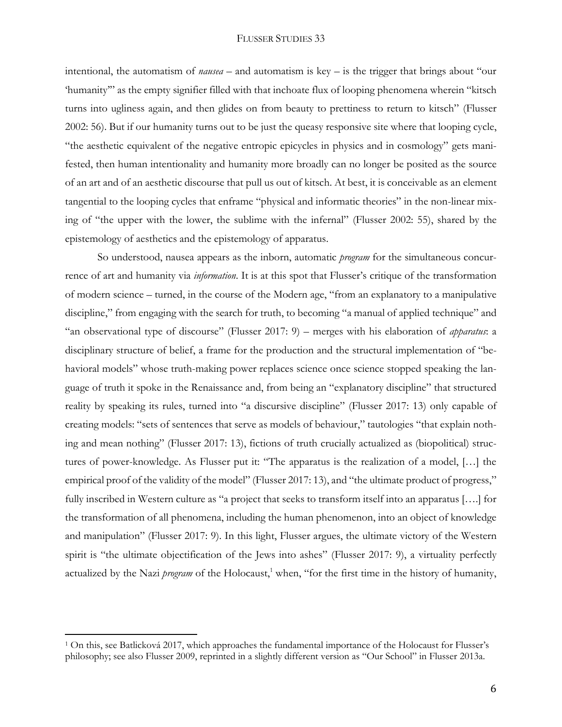intentional, the automatism of *nausea* – and automatism is key – is the trigger that brings about "our 'humanity'" as the empty signifier filled with that inchoate flux of looping phenomena wherein "kitsch turns into ugliness again, and then glides on from beauty to prettiness to return to kitsch" (Flusser 2002: 56). But if our humanity turns out to be just the queasy responsive site where that looping cycle, "the aesthetic equivalent of the negative entropic epicycles in physics and in cosmology" gets manifested, then human intentionality and humanity more broadly can no longer be posited as the source of an art and of an aesthetic discourse that pull us out of kitsch. At best, it is conceivable as an element tangential to the looping cycles that enframe "physical and informatic theories" in the non-linear mixing of "the upper with the lower, the sublime with the infernal" (Flusser 2002: 55), shared by the epistemology of aesthetics and the epistemology of apparatus.

So understood, nausea appears as the inborn, automatic *program* for the simultaneous concurrence of art and humanity via *information*. It is at this spot that Flusser's critique of the transformation of modern science – turned, in the course of the Modern age, "from an explanatory to a manipulative discipline," from engaging with the search for truth, to becoming "a manual of applied technique" and "an observational type of discourse" (Flusser 2017: 9) – merges with his elaboration of *apparatus*: a disciplinary structure of belief, a frame for the production and the structural implementation of "behavioral models" whose truth-making power replaces science once science stopped speaking the language of truth it spoke in the Renaissance and, from being an "explanatory discipline" that structured reality by speaking its rules, turned into "a discursive discipline" (Flusser 2017: 13) only capable of creating models: "sets of sentences that serve as models of behaviour," tautologies "that explain nothing and mean nothing" (Flusser 2017: 13), fictions of truth crucially actualized as (biopolitical) structures of power-knowledge. As Flusser put it: "The apparatus is the realization of a model, […] the empirical proof of the validity of the model" (Flusser 2017: 13), and "the ultimate product of progress," fully inscribed in Western culture as "a project that seeks to transform itself into an apparatus [….] for the transformation of all phenomena, including the human phenomenon, into an object of knowledge and manipulation" (Flusser 2017: 9). In this light, Flusser argues, the ultimate victory of the Western spirit is "the ultimate objectification of the Jews into ashes" (Flusser 2017: 9), a virtuality perfectly actualized by the Nazi *program* of the Holocaust,[1] when, "for the first time in the history of humanity,

---

[1] On this, see Batlicková 2017, which approaches the fundamental importance of the Holocaust for Flusser's philosophy; see also Flusser 2009, reprinted in a slightly different version as "Our School" in Flusser 2013a.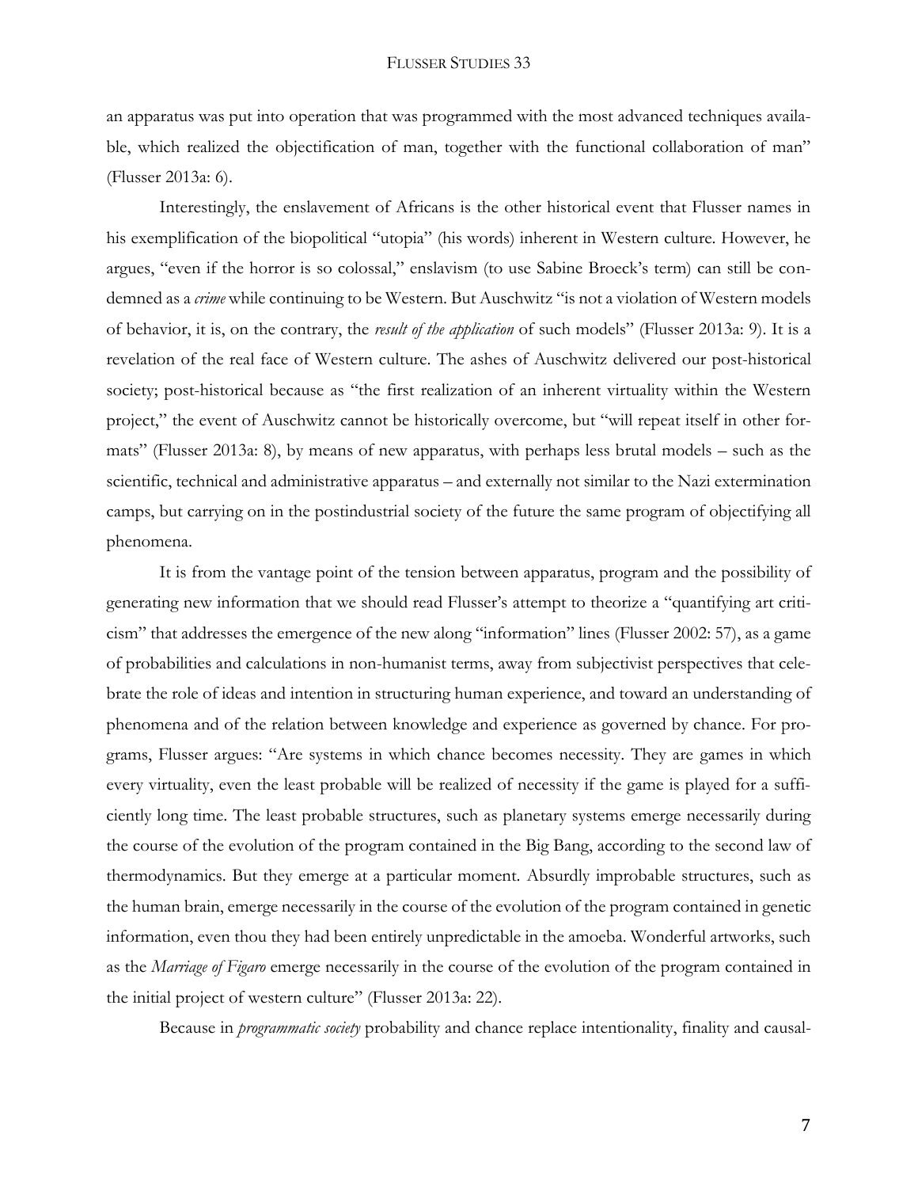an apparatus was put into operation that was programmed with the most advanced techniques available, which realized the objectification of man, together with the functional collaboration of man" (Flusser 2013a: 6).

Interestingly, the enslavement of Africans is the other historical event that Flusser names in his exemplification of the biopolitical "utopia" (his words) inherent in Western culture. However, he argues, "even if the horror is so colossal," enslavism (to use Sabine Broeck's term) can still be condemned as a *crime* while continuing to be Western. But Auschwitz "is not a violation of Western models of behavior, it is, on the contrary, the *result of the application* of such models" (Flusser 2013a: 9). It is a revelation of the real face of Western culture. The ashes of Auschwitz delivered our post-historical society; post-historical because as "the first realization of an inherent virtuality within the Western project," the event of Auschwitz cannot be historically overcome, but "will repeat itself in other formats" (Flusser 2013a: 8), by means of new apparatus, with perhaps less brutal models – such as the scientific, technical and administrative apparatus – and externally not similar to the Nazi extermination camps, but carrying on in the postindustrial society of the future the same program of objectifying all phenomena.

It is from the vantage point of the tension between apparatus, program and the possibility of generating new information that we should read Flusser's attempt to theorize a "quantifying art criticism" that addresses the emergence of the new along "information" lines (Flusser 2002: 57), as a game of probabilities and calculations in non-humanist terms, away from subjectivist perspectives that celebrate the role of ideas and intention in structuring human experience, and toward an understanding of phenomena and of the relation between knowledge and experience as governed by chance. For programs, Flusser argues: "Are systems in which chance becomes necessity. They are games in which every virtuality, even the least probable will be realized of necessity if the game is played for a sufficiently long time. The least probable structures, such as planetary systems emerge necessarily during the course of the evolution of the program contained in the Big Bang, according to the second law of thermodynamics. But they emerge at a particular moment. Absurdly improbable structures, such as the human brain, emerge necessarily in the course of the evolution of the program contained in genetic information, even thou they had been entirely unpredictable in the amoeba. Wonderful artworks, such as the *Marriage of Figaro* emerge necessarily in the course of the evolution of the program contained in the initial project of western culture" (Flusser 2013a: 22).

Because in *programmatic society* probability and chance replace intentionality, finality and causal-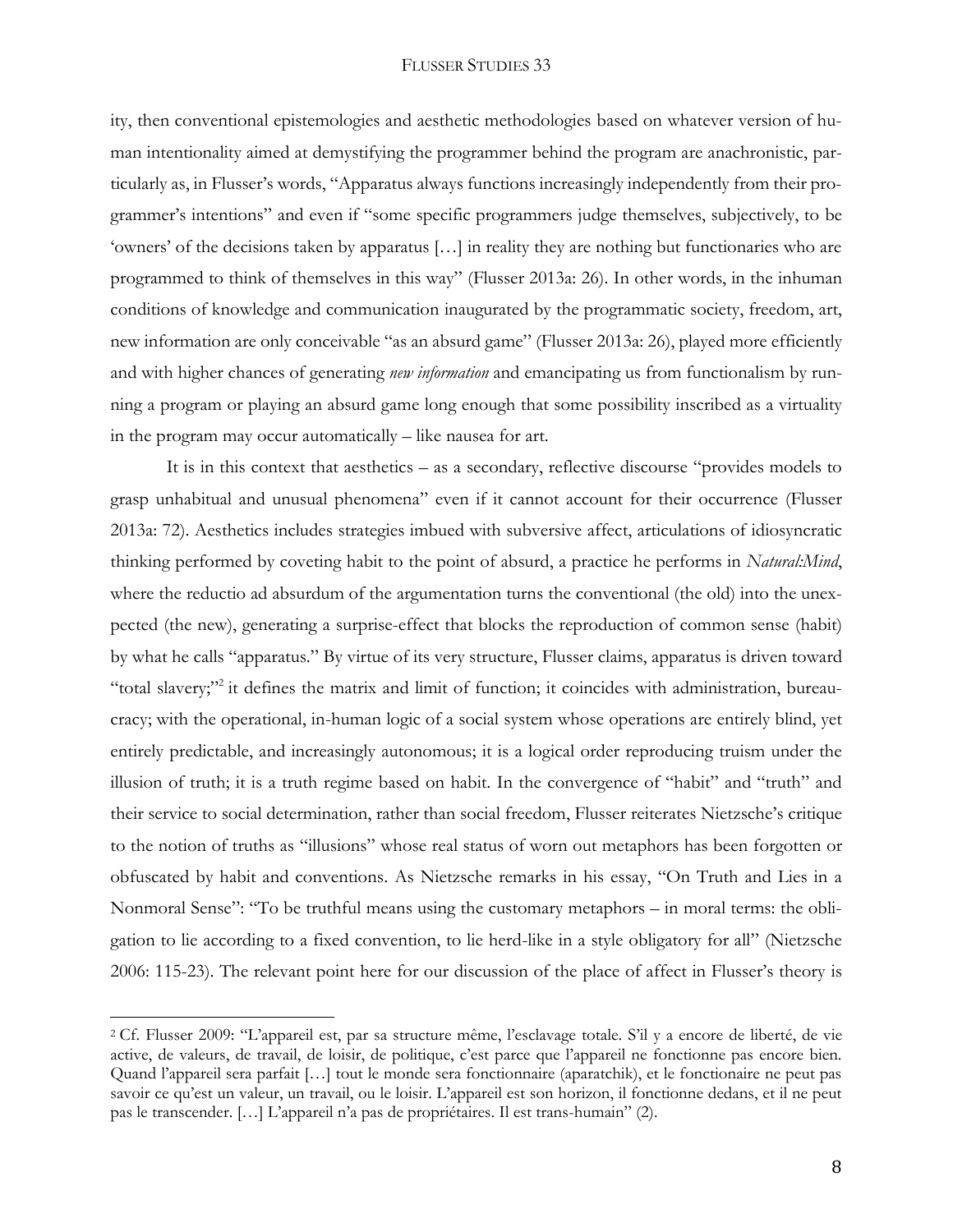ity, then conventional epistemologies and aesthetic methodologies based on whatever version of human intentionality aimed at demystifying the programmer behind the program are anachronistic, particularly as, in Flusser's words, "Apparatus always functions increasingly independently from their programmer's intentions" and even if "some specific programmers judge themselves, subjectively, to be 'owners' of the decisions taken by apparatus […] in reality they are nothing but functionaries who are programmed to think of themselves in this way" (Flusser 2013a: 26). In other words, in the inhuman conditions of knowledge and communication inaugurated by the programmatic society, freedom, art, new information are only conceivable "as an absurd game" (Flusser 2013a: 26), played more efficiently and with higher chances of generating *new information* and emancipating us from functionalism by running a program or playing an absurd game long enough that some possibility inscribed as a virtuality in the program may occur automatically – like nausea for art.

It is in this context that aesthetics – as a secondary, reflective discourse "provides models to grasp unhabitual and unusual phenomena" even if it cannot account for their occurrence (Flusser 2013a: 72). Aesthetics includes strategies imbued with subversive affect, articulations of idiosyncratic thinking performed by coveting habit to the point of absurd, a practice he performs in *Natural:Mind*, where the reductio ad absurdum of the argumentation turns the conventional (the old) into the unexpected (the new), generating a surprise-effect that blocks the reproduction of common sense (habit) by what he calls "apparatus." By virtue of its very structure, Flusser claims, apparatus is driven toward "total slavery;"[2] it defines the matrix and limit of function; it coincides with administration, bureaucracy; with the operational, in-human logic of a social system whose operations are entirely blind, yet entirely predictable, and increasingly autonomous; it is a logical order reproducing truism under the illusion of truth; it is a truth regime based on habit. In the convergence of "habit" and "truth" and their service to social determination, rather than social freedom, Flusser reiterates Nietzsche's critique to the notion of truths as "illusions" whose real status of worn out metaphors has been forgotten or obfuscated by habit and conventions. As Nietzsche remarks in his essay, "On Truth and Lies in a Nonmoral Sense": "To be truthful means using the customary metaphors – in moral terms: the obligation to lie according to a fixed convention, to lie herd-like in a style obligatory for all" (Nietzsche 2006: 115-23). The relevant point here for our discussion of the place of affect in Flusser's theory is

[2] Cf. Flusser 2009: "L'appareil est, par sa structure même, l'esclavage totale. S'il y a encore de liberté, de vie active, de valeurs, de travail, de loisir, de politique, c'est parce que l'appareil ne fonctionne pas encore bien. Quand l'appareil sera parfait […] tout le monde sera fonctionnaire (aparatchik), et le fonctionaire ne peut pas savoir ce qu'est un valeur, un travail, ou le loisir. L'appareil est son horizon, il fonctionne dedans, et il ne peut pas le transcender. […] L'appareil n'a pas de propriétaires. Il est trans-humain" (2).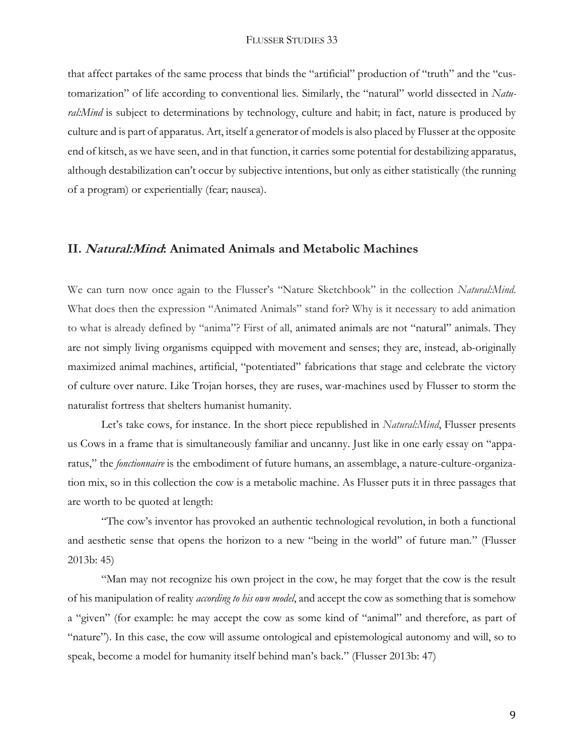that affect partakes of the same process that binds the "artificial" production of "truth" and the "customarization" of life according to conventional lies. Similarly, the "natural" world dissected in *Natural:Mind* is subject to determinations by technology, culture and habit; in fact, nature is produced by culture and is part of apparatus. Art, itself a generator of models is also placed by Flusser at the opposite end of kitsch, as we have seen, and in that function, it carries some potential for destabilizing apparatus, although destabilization can't occur by subjective intentions, but only as either statistically (the running of a program) or experientially (fear; nausea).

## II. *Natural:Mind*: Animated Animals and Metabolic Machines

We can turn now once again to the Flusser's "Nature Sketchbook" in the collection *Natural:Mind*. What does then the expression "Animated Animals" stand for? Why is it necessary to add animation to what is already defined by "anima"? First of all, animated animals are not "natural" animals. They are not simply living organisms equipped with movement and senses; they are, instead, ab-originally maximized animal machines, artificial, "potentiated" fabrications that stage and celebrate the victory of culture over nature. Like Trojan horses, they are ruses, war-machines used by Flusser to storm the naturalist fortress that shelters humanist humanity.

Let's take cows, for instance. In the short piece republished in *Natural:Mind*, Flusser presents us Cows in a frame that is simultaneously familiar and uncanny. Just like in one early essay on "apparatus," the *fonctionnaire* is the embodiment of future humans, an assemblage, a nature-culture-organization mix, so in this collection the cow is a metabolic machine. As Flusser puts it in three passages that are worth to be quoted at length:

"The cow's inventor has provoked an authentic technological revolution, in both a functional and aesthetic sense that opens the horizon to a new "being in the world" of future man." (Flusser 2013b: 45)

"Man may not recognize his own project in the cow, he may forget that the cow is the result of his manipulation of reality *according to his own model*, and accept the cow as something that is somehow a "given" (for example: he may accept the cow as some kind of "animal" and therefore, as part of "nature"). In this case, the cow will assume ontological and epistemological autonomy and will, so to speak, become a model for humanity itself behind man's back." (Flusser 2013b: 47)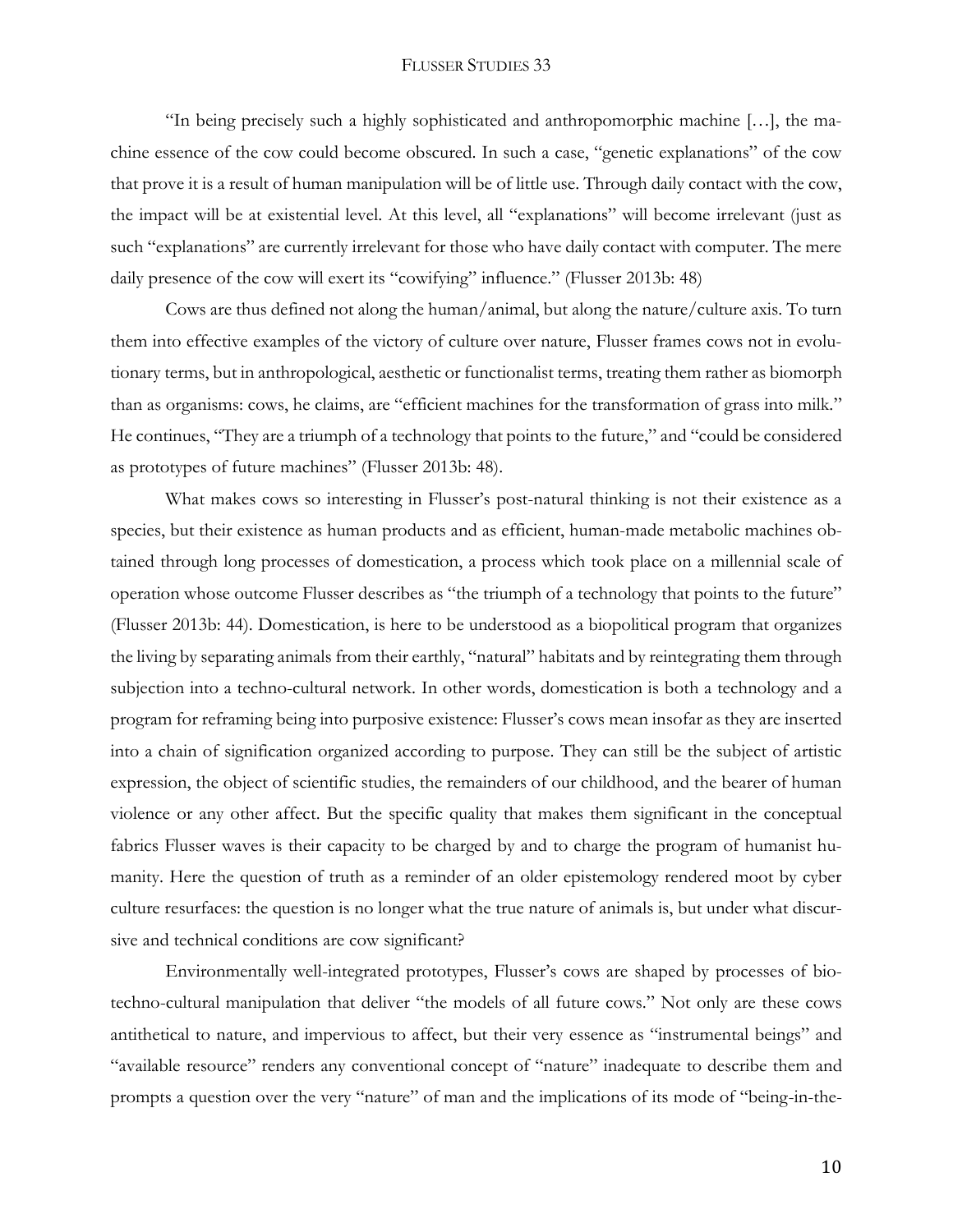"In being precisely such a highly sophisticated and anthropomorphic machine […], the machine essence of the cow could become obscured. In such a case, "genetic explanations" of the cow that prove it is a result of human manipulation will be of little use. Through daily contact with the cow, the impact will be at existential level. At this level, all "explanations" will become irrelevant (just as such "explanations" are currently irrelevant for those who have daily contact with computer. The mere daily presence of the cow will exert its "cowifying" influence." (Flusser 2013b: 48)

Cows are thus defined not along the human/animal, but along the nature/culture axis. To turn them into effective examples of the victory of culture over nature, Flusser frames cows not in evolutionary terms, but in anthropological, aesthetic or functionalist terms, treating them rather as biomorph than as organisms: cows, he claims, are "efficient machines for the transformation of grass into milk." He continues, "They are a triumph of a technology that points to the future," and "could be considered as prototypes of future machines" (Flusser 2013b: 48).

What makes cows so interesting in Flusser's post-natural thinking is not their existence as a species, but their existence as human products and as efficient, human-made metabolic machines obtained through long processes of domestication, a process which took place on a millennial scale of operation whose outcome Flusser describes as "the triumph of a technology that points to the future" (Flusser 2013b: 44). Domestication, is here to be understood as a biopolitical program that organizes the living by separating animals from their earthly, "natural" habitats and by reintegrating them through subjection into a techno-cultural network. In other words, domestication is both a technology and a program for reframing being into purposive existence: Flusser's cows mean insofar as they are inserted into a chain of signification organized according to purpose. They can still be the subject of artistic expression, the object of scientific studies, the remainders of our childhood, and the bearer of human violence or any other affect. But the specific quality that makes them significant in the conceptual fabrics Flusser waves is their capacity to be charged by and to charge the program of humanist humanity. Here the question of truth as a reminder of an older epistemology rendered moot by cyber culture resurfaces: the question is no longer what the true nature of animals is, but under what discursive and technical conditions are cow significant?

Environmentally well-integrated prototypes, Flusser's cows are shaped by processes of bio-techno-cultural manipulation that deliver "the models of all future cows." Not only are these cows antithetical to nature, and impervious to affect, but their very essence as "instrumental beings" and "available resource" renders any conventional concept of "nature" inadequate to describe them and prompts a question over the very "nature" of man and the implications of its mode of "being-in-the-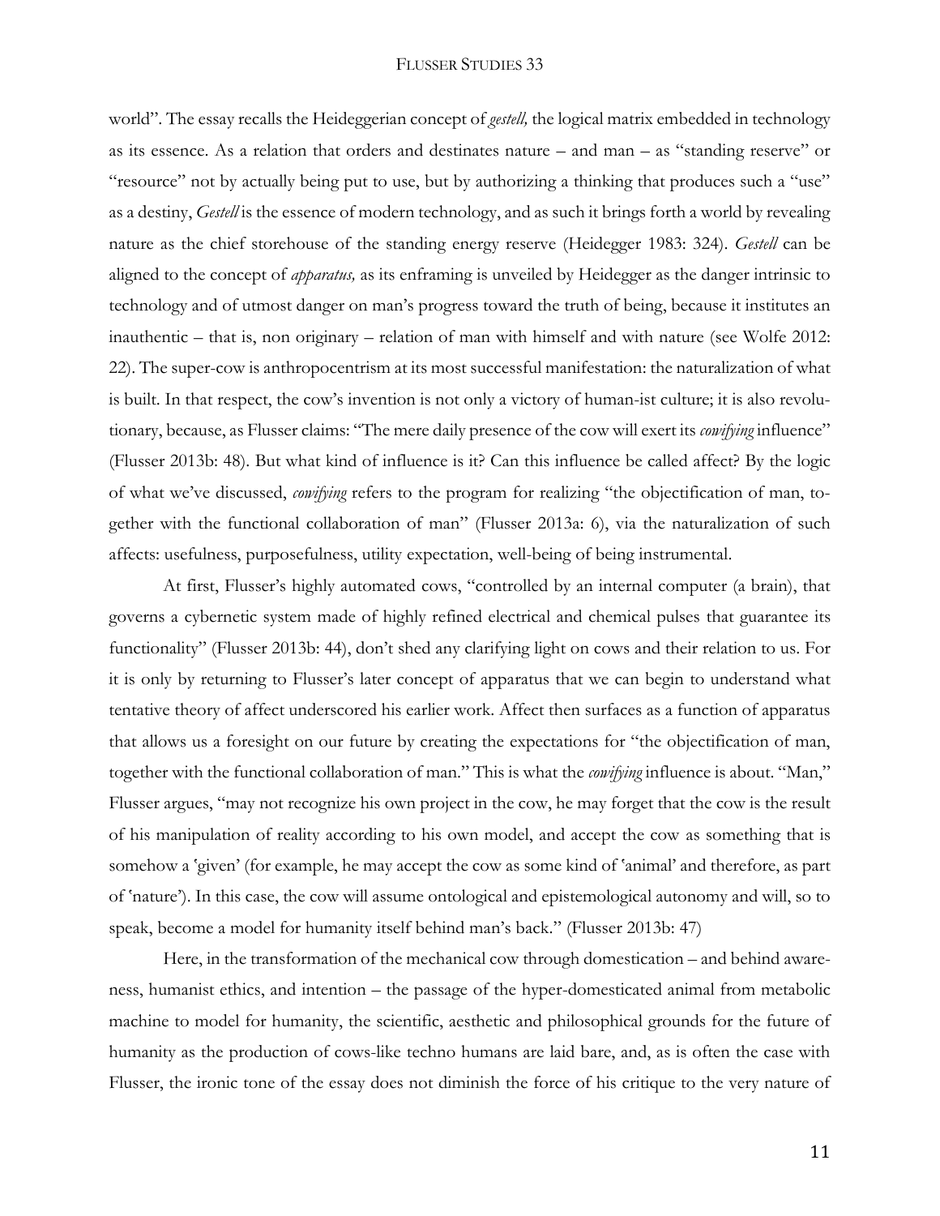world". The essay recalls the Heideggerian concept of *gestell,* the logical matrix embedded in technology as its essence. As a relation that orders and destinates nature – and man – as "standing reserve" or "resource" not by actually being put to use, but by authorizing a thinking that produces such a "use" as a destiny, *Gestell* is the essence of modern technology, and as such it brings forth a world by revealing nature as the chief storehouse of the standing energy reserve (Heidegger 1983: 324). *Gestell* can be aligned to the concept of *apparatus,* as its enframing is unveiled by Heidegger as the danger intrinsic to technology and of utmost danger on man's progress toward the truth of being, because it institutes an inauthentic – that is, non originary – relation of man with himself and with nature (see Wolfe 2012: 22). The super-cow is anthropocentrism at its most successful manifestation: the naturalization of what is built. In that respect, the cow's invention is not only a victory of human-ist culture; it is also revolutionary, because, as Flusser claims: "The mere daily presence of the cow will exert its *cowifying* influence" (Flusser 2013b: 48). But what kind of influence is it? Can this influence be called affect? By the logic of what we've discussed, *cowifying* refers to the program for realizing "the objectification of man, together with the functional collaboration of man" (Flusser 2013a: 6), via the naturalization of such affects: usefulness, purposefulness, utility expectation, well-being of being instrumental.

At first, Flusser's highly automated cows, "controlled by an internal computer (a brain), that governs a cybernetic system made of highly refined electrical and chemical pulses that guarantee its functionality" (Flusser 2013b: 44), don't shed any clarifying light on cows and their relation to us. For it is only by returning to Flusser's later concept of apparatus that we can begin to understand what tentative theory of affect underscored his earlier work. Affect then surfaces as a function of apparatus that allows us a foresight on our future by creating the expectations for "the objectification of man, together with the functional collaboration of man." This is what the *cowifying* influence is about. "Man," Flusser argues, "may not recognize his own project in the cow, he may forget that the cow is the result of his manipulation of reality according to his own model, and accept the cow as something that is somehow a 'given' (for example, he may accept the cow as some kind of 'animal' and therefore, as part of 'nature'). In this case, the cow will assume ontological and epistemological autonomy and will, so to speak, become a model for humanity itself behind man's back." (Flusser 2013b: 47)

Here, in the transformation of the mechanical cow through domestication – and behind awareness, humanist ethics, and intention – the passage of the hyper-domesticated animal from metabolic machine to model for humanity, the scientific, aesthetic and philosophical grounds for the future of humanity as the production of cows-like techno humans are laid bare, and, as is often the case with Flusser, the ironic tone of the essay does not diminish the force of his critique to the very nature of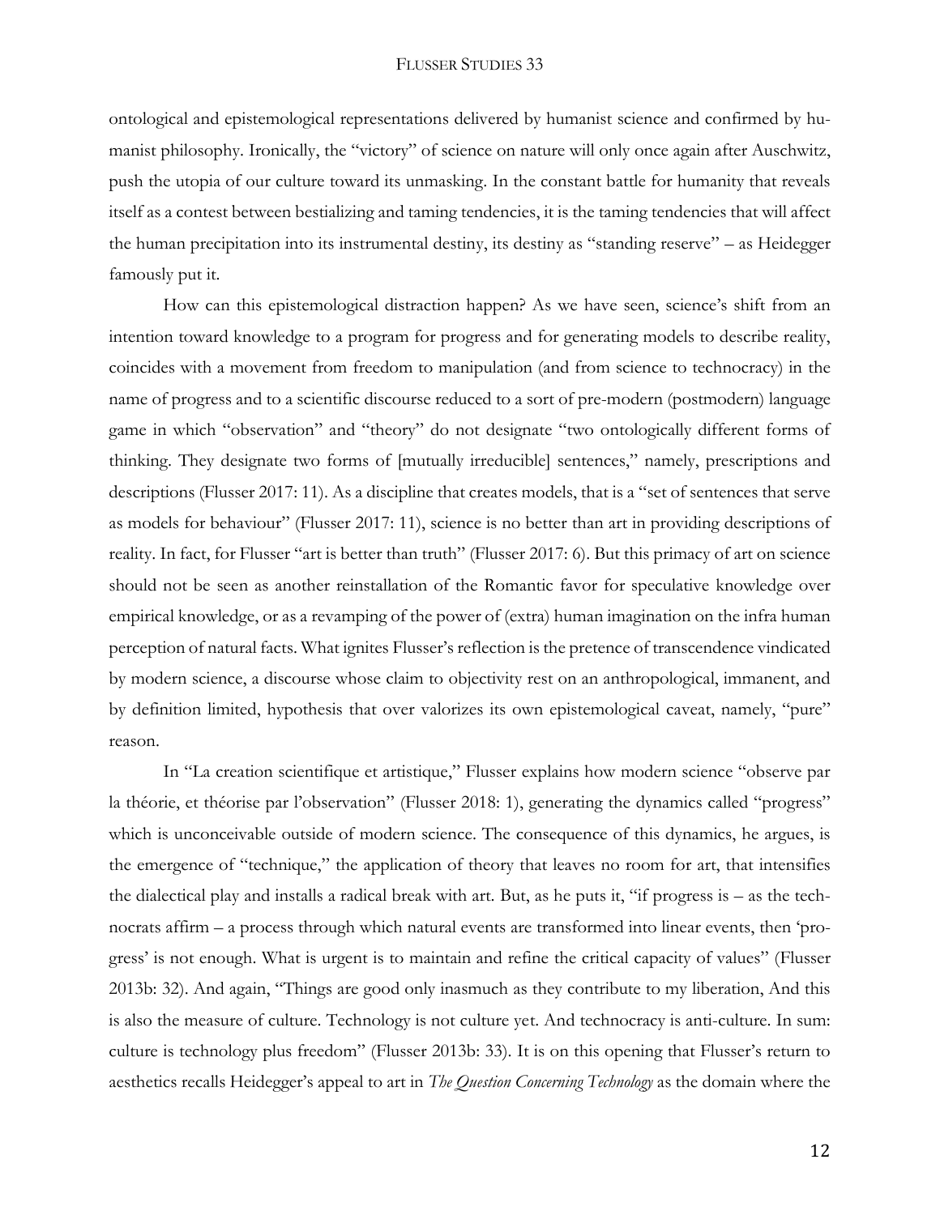ontological and epistemological representations delivered by humanist science and confirmed by humanist philosophy. Ironically, the "victory" of science on nature will only once again after Auschwitz, push the utopia of our culture toward its unmasking. In the constant battle for humanity that reveals itself as a contest between bestializing and taming tendencies, it is the taming tendencies that will affect the human precipitation into its instrumental destiny, its destiny as "standing reserve" – as Heidegger famously put it.

How can this epistemological distraction happen? As we have seen, science's shift from an intention toward knowledge to a program for progress and for generating models to describe reality, coincides with a movement from freedom to manipulation (and from science to technocracy) in the name of progress and to a scientific discourse reduced to a sort of pre-modern (postmodern) language game in which "observation" and "theory" do not designate "two ontologically different forms of thinking. They designate two forms of [mutually irreducible] sentences," namely, prescriptions and descriptions (Flusser 2017: 11). As a discipline that creates models, that is a "set of sentences that serve as models for behaviour" (Flusser 2017: 11), science is no better than art in providing descriptions of reality. In fact, for Flusser "art is better than truth" (Flusser 2017: 6). But this primacy of art on science should not be seen as another reinstallation of the Romantic favor for speculative knowledge over empirical knowledge, or as a revamping of the power of (extra) human imagination on the infra human perception of natural facts. What ignites Flusser's reflection is the pretence of transcendence vindicated by modern science, a discourse whose claim to objectivity rest on an anthropological, immanent, and by definition limited, hypothesis that over valorizes its own epistemological caveat, namely, "pure" reason.

In "La creation scientifique et artistique," Flusser explains how modern science "observe par la théorie, et théorise par l'observation" (Flusser 2018: 1), generating the dynamics called "progress" which is unconceivable outside of modern science. The consequence of this dynamics, he argues, is the emergence of "technique," the application of theory that leaves no room for art, that intensifies the dialectical play and installs a radical break with art. But, as he puts it, "if progress is – as the technocrats affirm – a process through which natural events are transformed into linear events, then 'progress' is not enough. What is urgent is to maintain and refine the critical capacity of values" (Flusser 2013b: 32). And again, "Things are good only inasmuch as they contribute to my liberation, And this is also the measure of culture. Technology is not culture yet. And technocracy is anti-culture. In sum: culture is technology plus freedom" (Flusser 2013b: 33). It is on this opening that Flusser's return to aesthetics recalls Heidegger's appeal to art in *The Question Concerning Technology* as the domain where the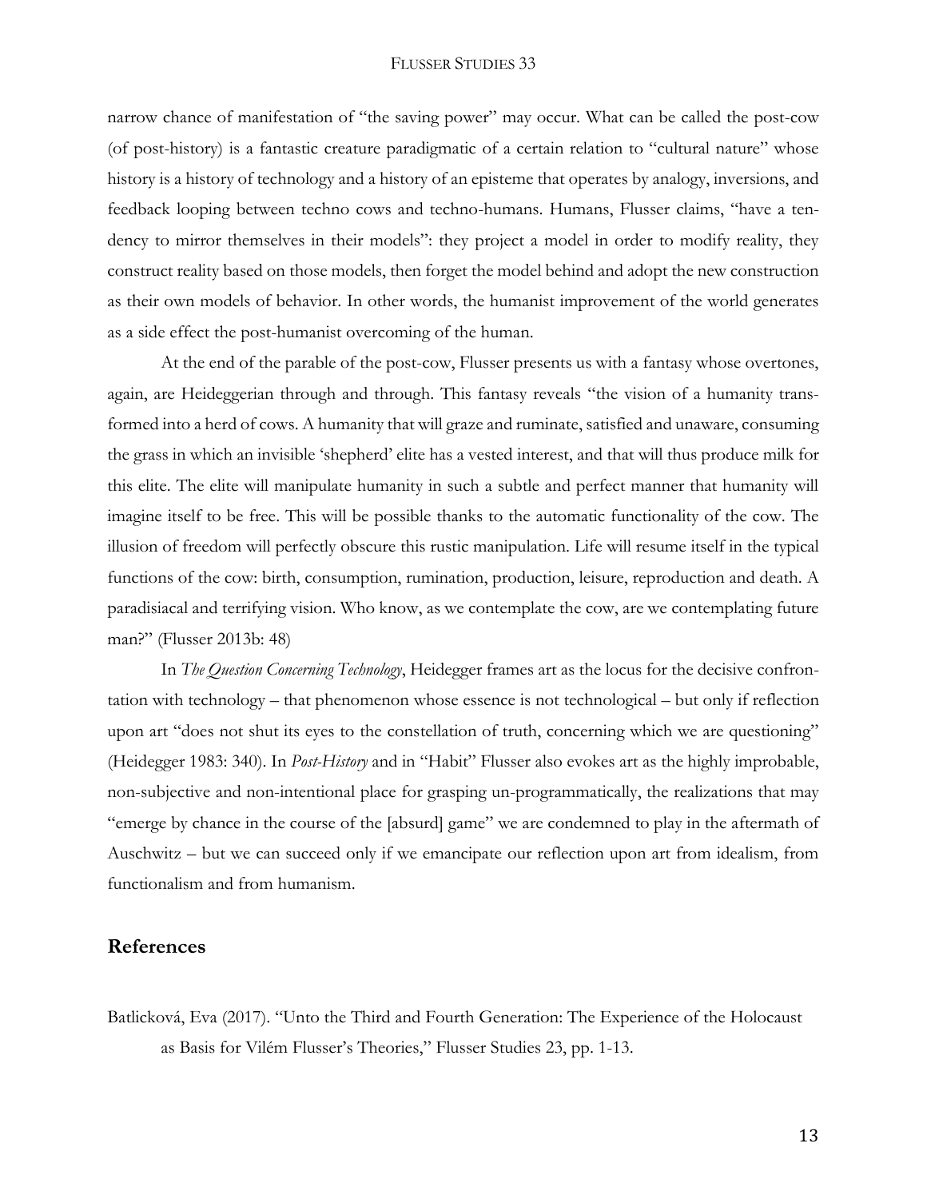narrow chance of manifestation of "the saving power" may occur. What can be called the post-cow (of post-history) is a fantastic creature paradigmatic of a certain relation to "cultural nature" whose history is a history of technology and a history of an episteme that operates by analogy, inversions, and feedback looping between techno cows and techno-humans. Humans, Flusser claims, "have a tendency to mirror themselves in their models": they project a model in order to modify reality, they construct reality based on those models, then forget the model behind and adopt the new construction as their own models of behavior. In other words, the humanist improvement of the world generates as a side effect the post-humanist overcoming of the human.

At the end of the parable of the post-cow, Flusser presents us with a fantasy whose overtones, again, are Heideggerian through and through. This fantasy reveals "the vision of a humanity transformed into a herd of cows. A humanity that will graze and ruminate, satisfied and unaware, consuming the grass in which an invisible 'shepherd' elite has a vested interest, and that will thus produce milk for this elite. The elite will manipulate humanity in such a subtle and perfect manner that humanity will imagine itself to be free. This will be possible thanks to the automatic functionality of the cow. The illusion of freedom will perfectly obscure this rustic manipulation. Life will resume itself in the typical functions of the cow: birth, consumption, rumination, production, leisure, reproduction and death. A paradisiacal and terrifying vision. Who know, as we contemplate the cow, are we contemplating future man?" (Flusser 2013b: 48)

In *The Question Concerning Technology*, Heidegger frames art as the locus for the decisive confrontation with technology – that phenomenon whose essence is not technological – but only if reflection upon art "does not shut its eyes to the constellation of truth, concerning which we are questioning" (Heidegger 1983: 340). In *Post-History* and in "Habit" Flusser also evokes art as the highly improbable, non-subjective and non-intentional place for grasping un-programmatically, the realizations that may "emerge by chance in the course of the [absurd] game" we are condemned to play in the aftermath of Auschwitz – but we can succeed only if we emancipate our reflection upon art from idealism, from functionalism and from humanism.

## References

Batlicková, Eva (2017). "Unto the Third and Fourth Generation: The Experience of the Holocaust as Basis for Vilém Flusser's Theories," Flusser Studies 23, pp. 1-13.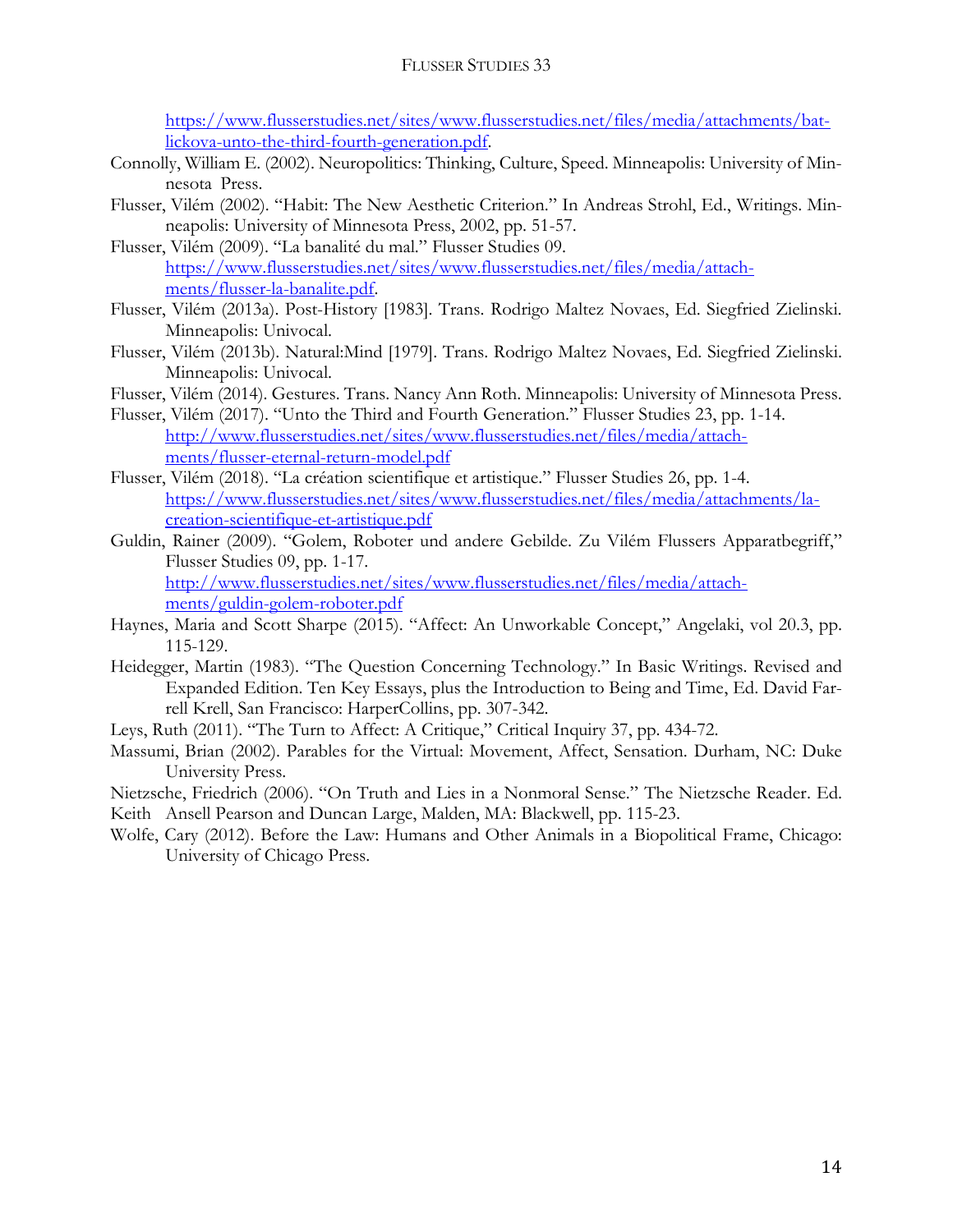https://www.flusserstudies.net/sites/www.flusserstudies.net/files/media/attachments/batlickova-unto-the-third-fourth-generation.pdf.

Connolly, William E. (2002). Neuropolitics: Thinking, Culture, Speed. Minneapolis: University of Minnesota Press.

Flusser, Vilém (2002). "Habit: The New Aesthetic Criterion." In Andreas Strohl, Ed., Writings. Minneapolis: University of Minnesota Press, 2002, pp. 51-57.

Flusser, Vilém (2009). "La banalité du mal." Flusser Studies 09. https://www.flusserstudies.net/sites/www.flusserstudies.net/files/media/attachments/flusser-la-banalite.pdf.

Flusser, Vilém (2013a). Post-History [1983]. Trans. Rodrigo Maltez Novaes, Ed. Siegfried Zielinski. Minneapolis: Univocal.

Flusser, Vilém (2013b). Natural:Mind [1979]. Trans. Rodrigo Maltez Novaes, Ed. Siegfried Zielinski. Minneapolis: Univocal.

Flusser, Vilém (2014). Gestures. Trans. Nancy Ann Roth. Minneapolis: University of Minnesota Press.

Flusser, Vilém (2017). "Unto the Third and Fourth Generation." Flusser Studies 23, pp. 1-14. http://www.flusserstudies.net/sites/www.flusserstudies.net/files/media/attachments/flusser-eternal-return-model.pdf

Flusser, Vilém (2018). "La création scientifique et artistique." Flusser Studies 26, pp. 1-4. https://www.flusserstudies.net/sites/www.flusserstudies.net/files/media/attachments/la-creation-scientifique-et-artistique.pdf

Guldin, Rainer (2009). "Golem, Roboter und andere Gebilde. Zu Vilém Flussers Apparatbegriff," Flusser Studies 09, pp. 1-17. http://www.flusserstudies.net/sites/www.flusserstudies.net/files/media/attachments/guldin-golem-roboter.pdf

Haynes, Maria and Scott Sharpe (2015). "Affect: An Unworkable Concept," Angelaki, vol 20.3, pp. 115-129.

Heidegger, Martin (1983). "The Question Concerning Technology." In Basic Writings. Revised and Expanded Edition. Ten Key Essays, plus the Introduction to Being and Time, Ed. David Farrell Krell, San Francisco: HarperCollins, pp. 307-342.

Leys, Ruth (2011). "The Turn to Affect: A Critique," Critical Inquiry 37, pp. 434-72.

Massumi, Brian (2002). Parables for the Virtual: Movement, Affect, Sensation. Durham, NC: Duke University Press.

Nietzsche, Friedrich (2006). "On Truth and Lies in a Nonmoral Sense." The Nietzsche Reader. Ed. Keith Ansell Pearson and Duncan Large, Malden, MA: Blackwell, pp. 115-23.

Wolfe, Cary (2012). Before the Law: Humans and Other Animals in a Biopolitical Frame, Chicago: University of Chicago Press.